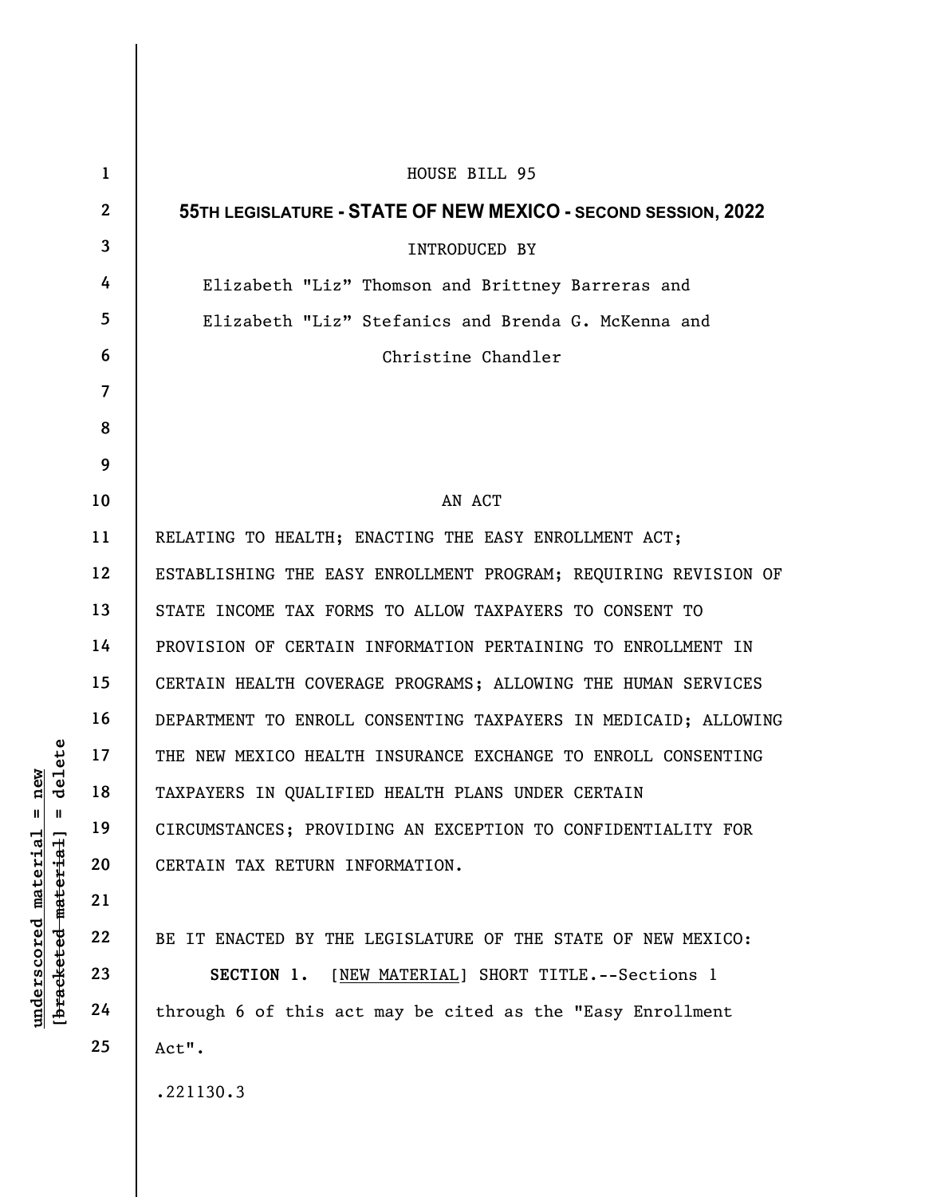HOUSE BILL 95

**55TH LEGISLATURE - STATE OF NEW MEXICO - SECOND SESSION, 2022**

INTRODUCED BY

Elizabeth "Liz" Thomson and Brittney Barreras and Elizabeth "Liz" Stefanics and Brenda G. McKenna and Christine Chandler

AN ACT

RELATING TO HEALTH; ENACTING THE EASY ENROLLMENT ACT; ESTABLISHING THE EASY ENROLLMENT PROGRAM; REQUIRING REVISION OF STATE INCOME TAX FORMS TO ALLOW TAXPAYERS TO CONSENT TO PROVISION OF CERTAIN INFORMATION PERTAINING TO ENROLLMENT IN CERTAIN HEALTH COVERAGE PROGRAMS; ALLOWING THE HUMAN SERVICES DEPARTMENT TO ENROLL CONSENTING TAXPAYERS IN MEDICAID; ALLOWING THE NEW MEXICO HEALTH INSURANCE EXCHANGE TO ENROLL CONSENTING TAXPAYERS IN QUALIFIED HEALTH PLANS UNDER CERTAIN CIRCUMSTANCES; PROVIDING AN EXCEPTION TO CONFIDENTIALITY FOR CERTAIN TAX RETURN INFORMATION.

BE IT ENACTED BY THE LEGISLATURE OF THE STATE OF NEW MEXICO:

**SECTION 1.** [NEW MATERIAL] SHORT TITLE.--Sections 1 through 6 of this act may be cited as the "Easy Enrollment Act".

.221130.3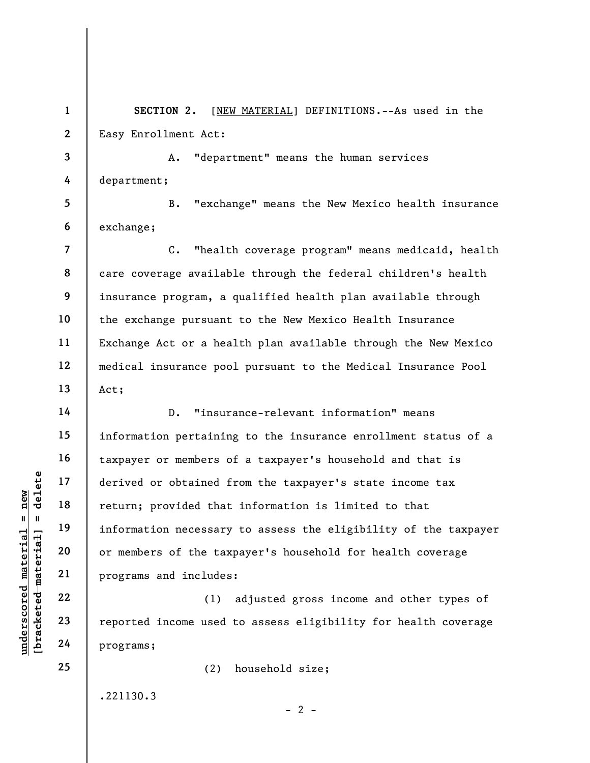**SECTION 2.** [<u>NEW MATERIAL</u>] DEFINITIONS.--As used in the Easy Enrollment Act:

A. "department" means the human services department;

B. "exchange" means the New Mexico health insurance exchange;

C. "health coverage program" means medicaid, health care coverage available through the federal children's health insurance program, a qualified health plan available through the exchange pursuant to the New Mexico Health Insurance Exchange Act or a health plan available through the New Mexico medical insurance pool pursuant to the Medical Insurance Pool Act;

D. "insurance-relevant information" means information pertaining to the insurance enrollment status of a taxpayer or members of a taxpayer's household and that is derived or obtained from the taxpayer's state income tax return; provided that information is limited to that information necessary to assess the eligibility of the taxpayer or members of the taxpayer's household for health coverage programs and includes:

(1) adjusted gross income and other types of reported income used to assess eligibility for health coverage programs;

(2) household size;

.221130.3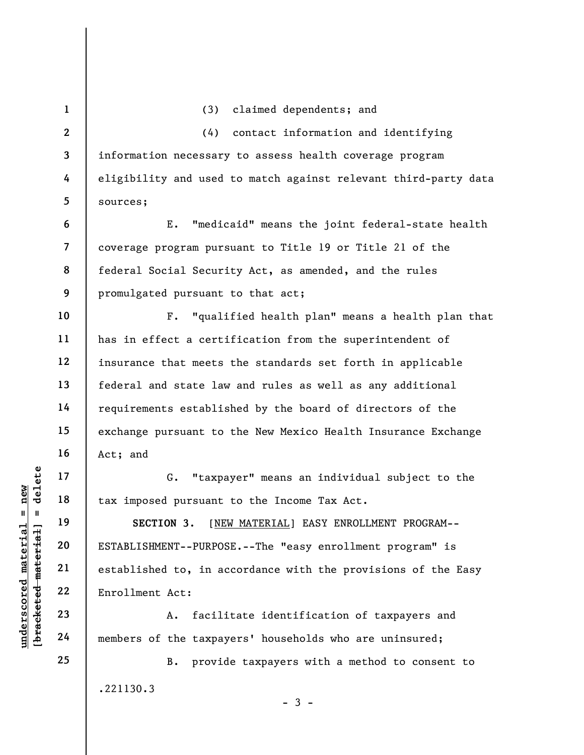(3) claimed dependents; and

(4) contact information and identifying information necessary to assess health coverage program eligibility and used to match against relevant third-party data sources;

E. "medicaid" means the joint federal-state health coverage program pursuant to Title 19 or Title 21 of the federal Social Security Act, as amended, and the rules promulgated pursuant to that act;

F. "qualified health plan" means a health plan that has in effect a certification from the superintendent of insurance that meets the standards set forth in applicable federal and state law and rules as well as any additional requirements established by the board of directors of the exchange pursuant to the New Mexico Health Insurance Exchange Act; and

G. "taxpayer" means an individual subject to the tax imposed pursuant to the Income Tax Act.

**SECTION 3.** [NEW MATERIAL] EASY ENROLLMENT PROGRAM--ESTABLISHMENT--PURPOSE.--The "easy enrollment program" is established to, in accordance with the provisions of the Easy Enrollment Act:

A. facilitate identification of taxpayers and members of the taxpayers' households who are uninsured;

B. provide taxpayers with a method to consent to

.221130.3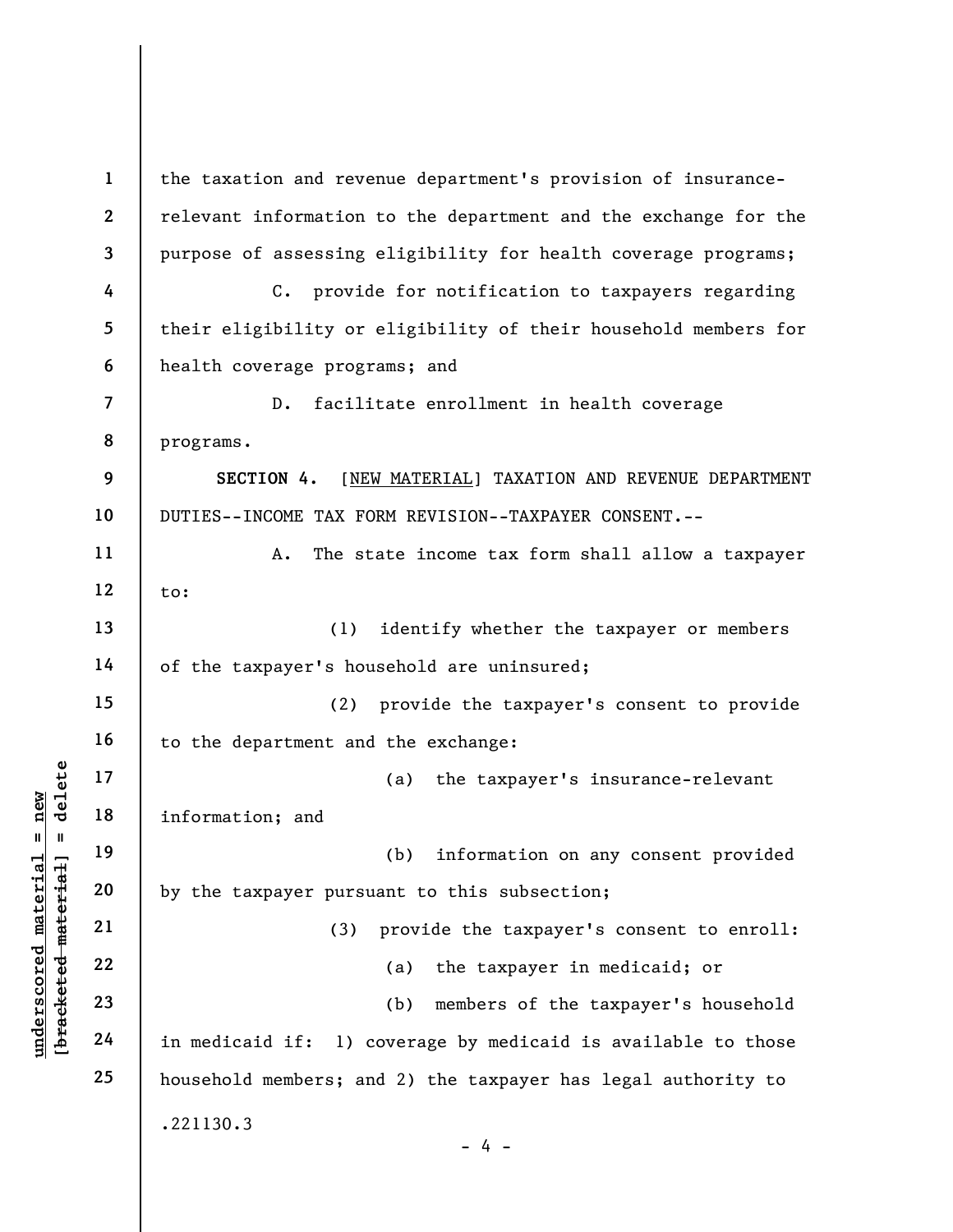the taxation and revenue department's provision of insurance-relevant information to the department and the exchange for the purpose of assessing eligibility for health coverage programs;

C. provide for notification to taxpayers regarding their eligibility or eligibility of their household members for health coverage programs; and

D. facilitate enrollment in health coverage programs.

**SECTION 4.** [NEW MATERIAL] TAXATION AND REVENUE DEPARTMENT DUTIES--INCOME TAX FORM REVISION--TAXPAYER CONSENT.--

A. The state income tax form shall allow a taxpayer to:

(1) identify whether the taxpayer or members of the taxpayer's household are uninsured;

(2) provide the taxpayer's consent to provide to the department and the exchange:

(a) the taxpayer's insurance-relevant information; and

(b) information on any consent provided by the taxpayer pursuant to this subsection;

(3) provide the taxpayer's consent to enroll:

(a) the taxpayer in medicaid; or

(b) members of the taxpayer's household in medicaid if: 1) coverage by medicaid is available to those household members; and 2) the taxpayer has legal authority to

.221130.3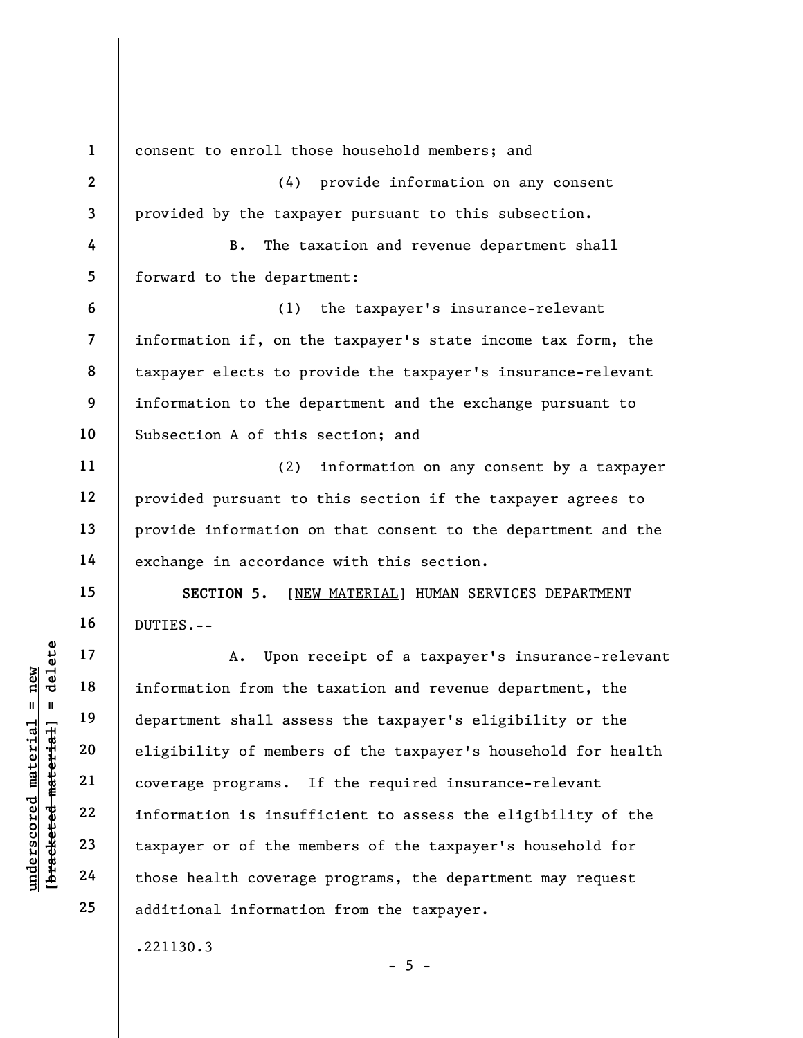consent to enroll those household members; and

(4) provide information on any consent provided by the taxpayer pursuant to this subsection.

B. The taxation and revenue department shall forward to the department:

(1) the taxpayer's insurance-relevant information if, on the taxpayer's state income tax form, the taxpayer elects to provide the taxpayer's insurance-relevant information to the department and the exchange pursuant to Subsection A of this section; and

(2) information on any consent by a taxpayer provided pursuant to this section if the taxpayer agrees to provide information on that consent to the department and the exchange in accordance with this section.

**SECTION 5.** [NEW MATERIAL] HUMAN SERVICES DEPARTMENT DUTIES.--

A. Upon receipt of a taxpayer's insurance-relevant information from the taxation and revenue department, the department shall assess the taxpayer's eligibility or the eligibility of members of the taxpayer's household for health coverage programs. If the required insurance-relevant information is insufficient to assess the eligibility of the taxpayer or of the members of the taxpayer's household for those health coverage programs, the department may request additional information from the taxpayer.

.221130.3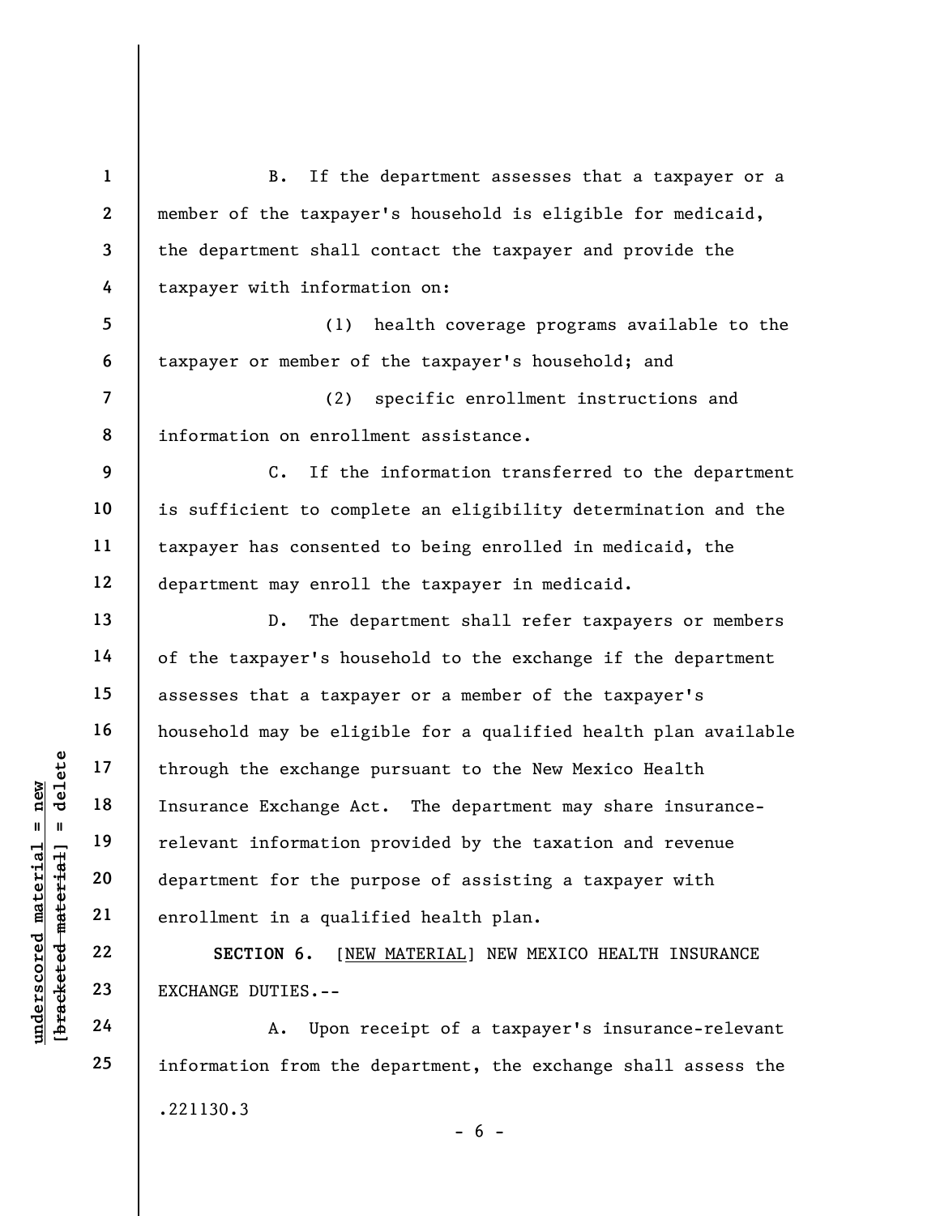B. If the department assesses that a taxpayer or a member of the taxpayer's household is eligible for medicaid, the department shall contact the taxpayer and provide the taxpayer with information on:

(1) health coverage programs available to the taxpayer or member of the taxpayer's household; and

(2) specific enrollment instructions and information on enrollment assistance.

C. If the information transferred to the department is sufficient to complete an eligibility determination and the taxpayer has consented to being enrolled in medicaid, the department may enroll the taxpayer in medicaid.

D. The department shall refer taxpayers or members of the taxpayer's household to the exchange if the department assesses that a taxpayer or a member of the taxpayer's household may be eligible for a qualified health plan available through the exchange pursuant to the New Mexico Health Insurance Exchange Act. The department may share insurance-relevant information provided by the taxation and revenue department for the purpose of assisting a taxpayer with enrollment in a qualified health plan.

**SECTION 6.** [NEW MATERIAL] NEW MEXICO HEALTH INSURANCE EXCHANGE DUTIES.--

A. Upon receipt of a taxpayer's insurance-relevant information from the department, the exchange shall assess the

.221130.3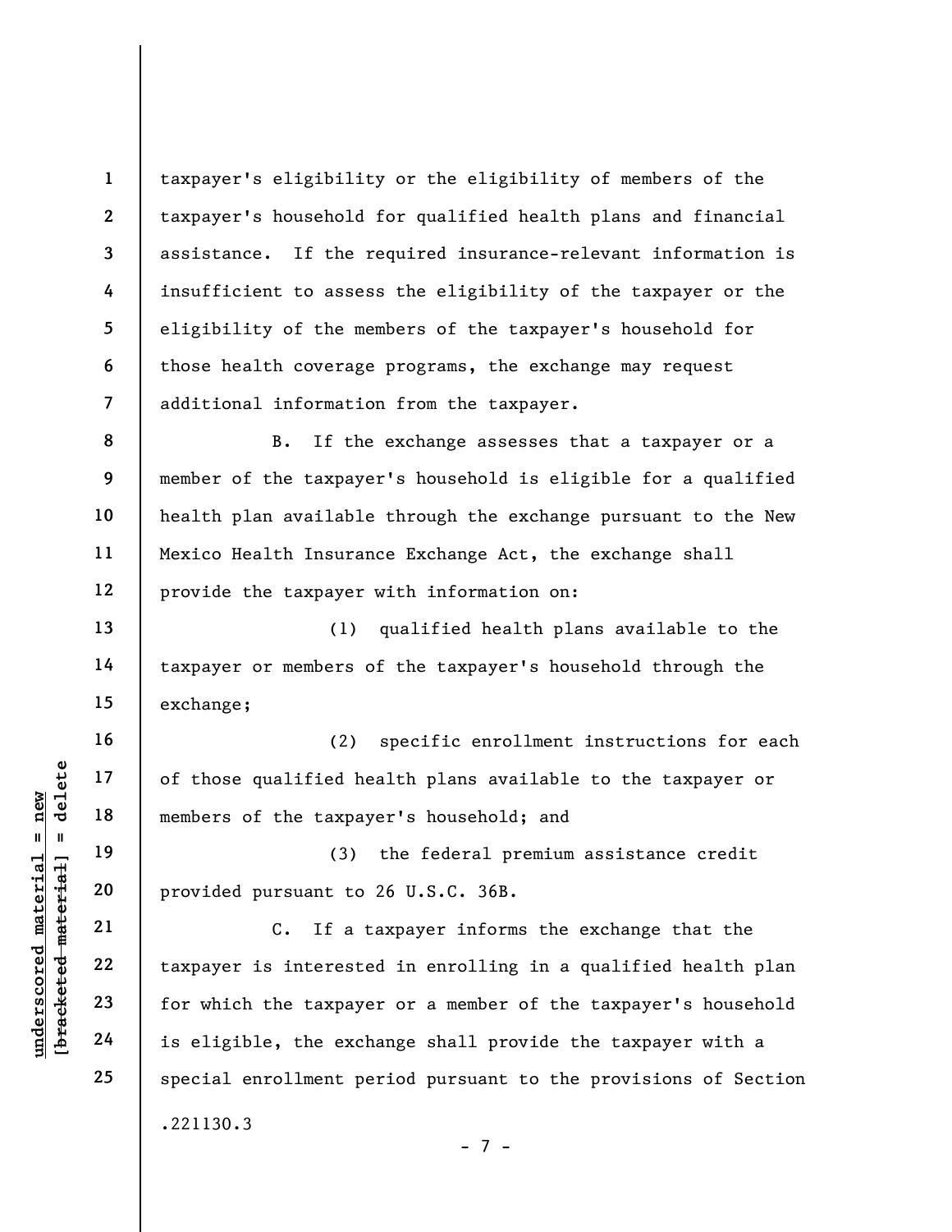taxpayer's eligibility or the eligibility of members of the taxpayer's household for qualified health plans and financial assistance. If the required insurance-relevant information is insufficient to assess the eligibility of the taxpayer or the eligibility of the members of the taxpayer's household for those health coverage programs, the exchange may request additional information from the taxpayer.

B. If the exchange assesses that a taxpayer or a member of the taxpayer's household is eligible for a qualified health plan available through the exchange pursuant to the New Mexico Health Insurance Exchange Act, the exchange shall provide the taxpayer with information on:

(1) qualified health plans available to the taxpayer or members of the taxpayer's household through the exchange;

(2) specific enrollment instructions for each of those qualified health plans available to the taxpayer or members of the taxpayer's household; and

(3) the federal premium assistance credit provided pursuant to 26 U.S.C. 36B.

C. If a taxpayer informs the exchange that the taxpayer is interested in enrolling in a qualified health plan for which the taxpayer or a member of the taxpayer's household is eligible, the exchange shall provide the taxpayer with a special enrollment period pursuant to the provisions of Section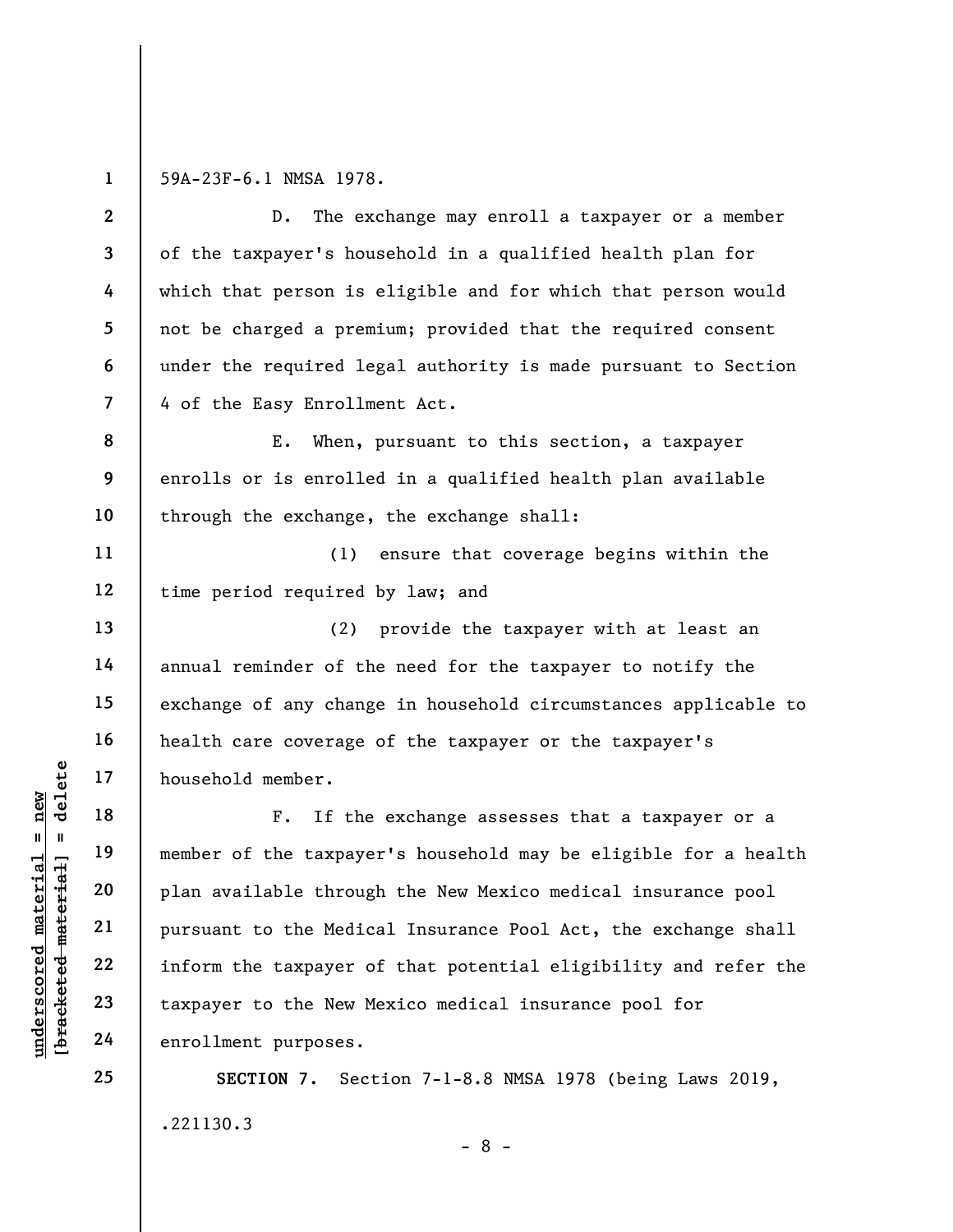59A-23F-6.1 NMSA 1978.

D. The exchange may enroll a taxpayer or a member of the taxpayer's household in a qualified health plan for which that person is eligible and for which that person would not be charged a premium; provided that the required consent under the required legal authority is made pursuant to Section 4 of the Easy Enrollment Act.

E. When, pursuant to this section, a taxpayer enrolls or is enrolled in a qualified health plan available through the exchange, the exchange shall:

(1) ensure that coverage begins within the time period required by law; and

(2) provide the taxpayer with at least an annual reminder of the need for the taxpayer to notify the exchange of any change in household circumstances applicable to health care coverage of the taxpayer or the taxpayer's household member.

F. If the exchange assesses that a taxpayer or a member of the taxpayer's household may be eligible for a health plan available through the New Mexico medical insurance pool pursuant to the Medical Insurance Pool Act, the exchange shall inform the taxpayer of that potential eligibility and refer the taxpayer to the New Mexico medical insurance pool for enrollment purposes.

**SECTION 7.** Section 7-1-8.8 NMSA 1978 (being Laws 2019,

.221130.3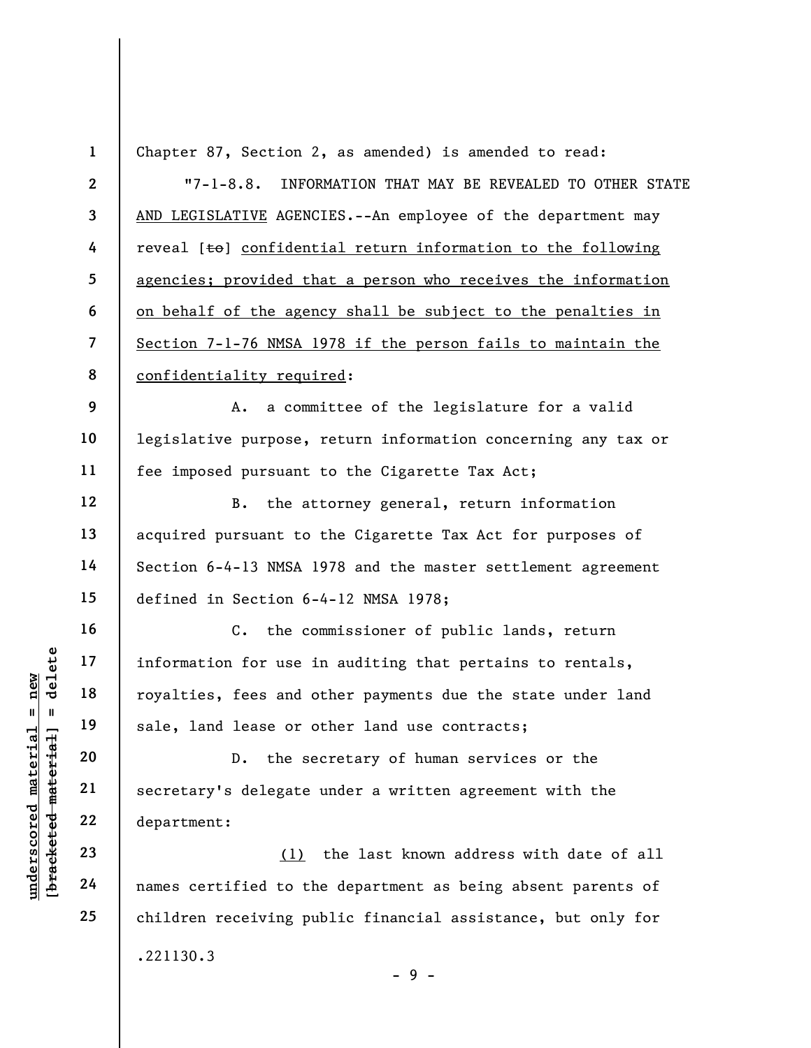Chapter 87, Section 2, as amended) is amended to read:

"7-1-8.8. INFORMATION THAT MAY BE REVEALED TO OTHER STATE AND LEGISLATIVE AGENCIES.--An employee of the department may reveal [~~to~~] confidential return information to the following agencies; provided that a person who receives the information on behalf of the agency shall be subject to the penalties in Section 7-1-76 NMSA 1978 if the person fails to maintain the confidentiality required:

A. a committee of the legislature for a valid legislative purpose, return information concerning any tax or fee imposed pursuant to the Cigarette Tax Act;

B. the attorney general, return information acquired pursuant to the Cigarette Tax Act for purposes of Section 6-4-13 NMSA 1978 and the master settlement agreement defined in Section 6-4-12 NMSA 1978;

C. the commissioner of public lands, return information for use in auditing that pertains to rentals, royalties, fees and other payments due the state under land sale, land lease or other land use contracts;

D. the secretary of human services or the secretary's delegate under a written agreement with the department:

(1) the last known address with date of all names certified to the department as being absent parents of children receiving public financial assistance, but only for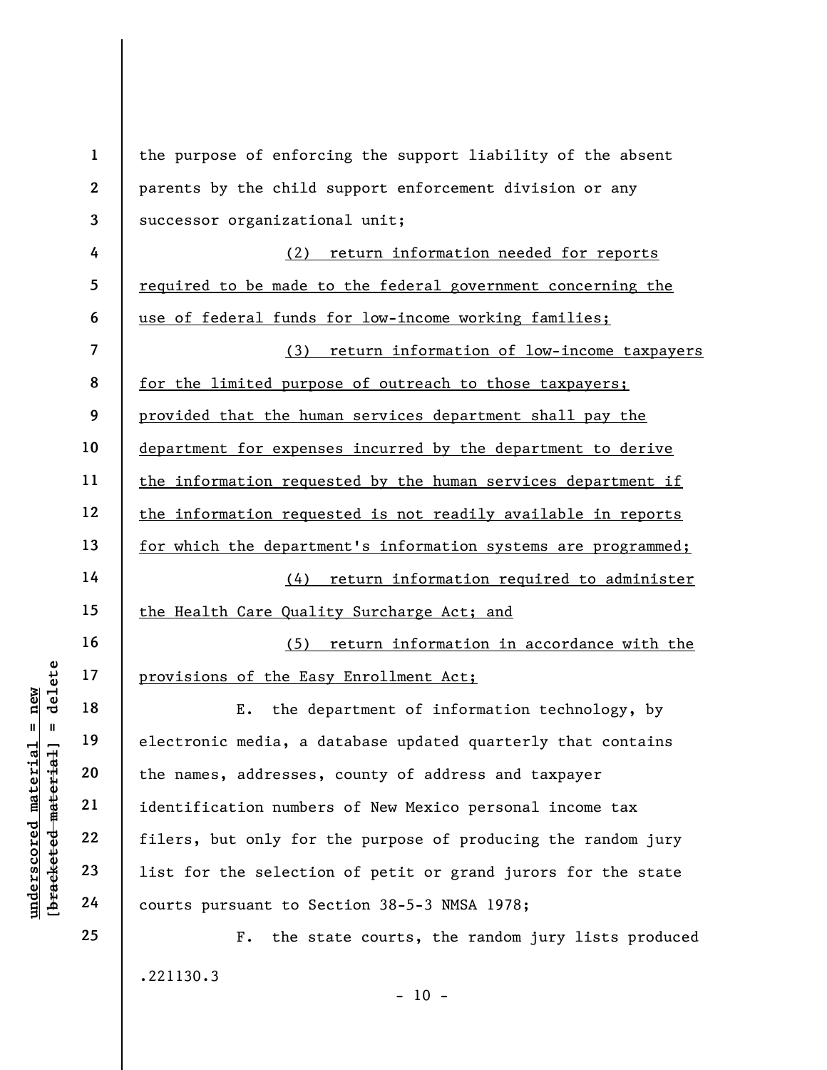the purpose of enforcing the support liability of the absent parents by the child support enforcement division or any successor organizational unit;

(2) return information needed for reports required to be made to the federal government concerning the use of federal funds for low-income working families;

(3) return information of low-income taxpayers for the limited purpose of outreach to those taxpayers; provided that the human services department shall pay the department for expenses incurred by the department to derive the information requested by the human services department if the information requested is not readily available in reports for which the department's information systems are programmed;

(4) return information required to administer the Health Care Quality Surcharge Act; and

(5) return information in accordance with the provisions of the Easy Enrollment Act;

E. the department of information technology, by electronic media, a database updated quarterly that contains the names, addresses, county of address and taxpayer identification numbers of New Mexico personal income tax filers, but only for the purpose of producing the random jury list for the selection of petit or grand jurors for the state courts pursuant to Section 38-5-3 NMSA 1978;

F. the state courts, the random jury lists produced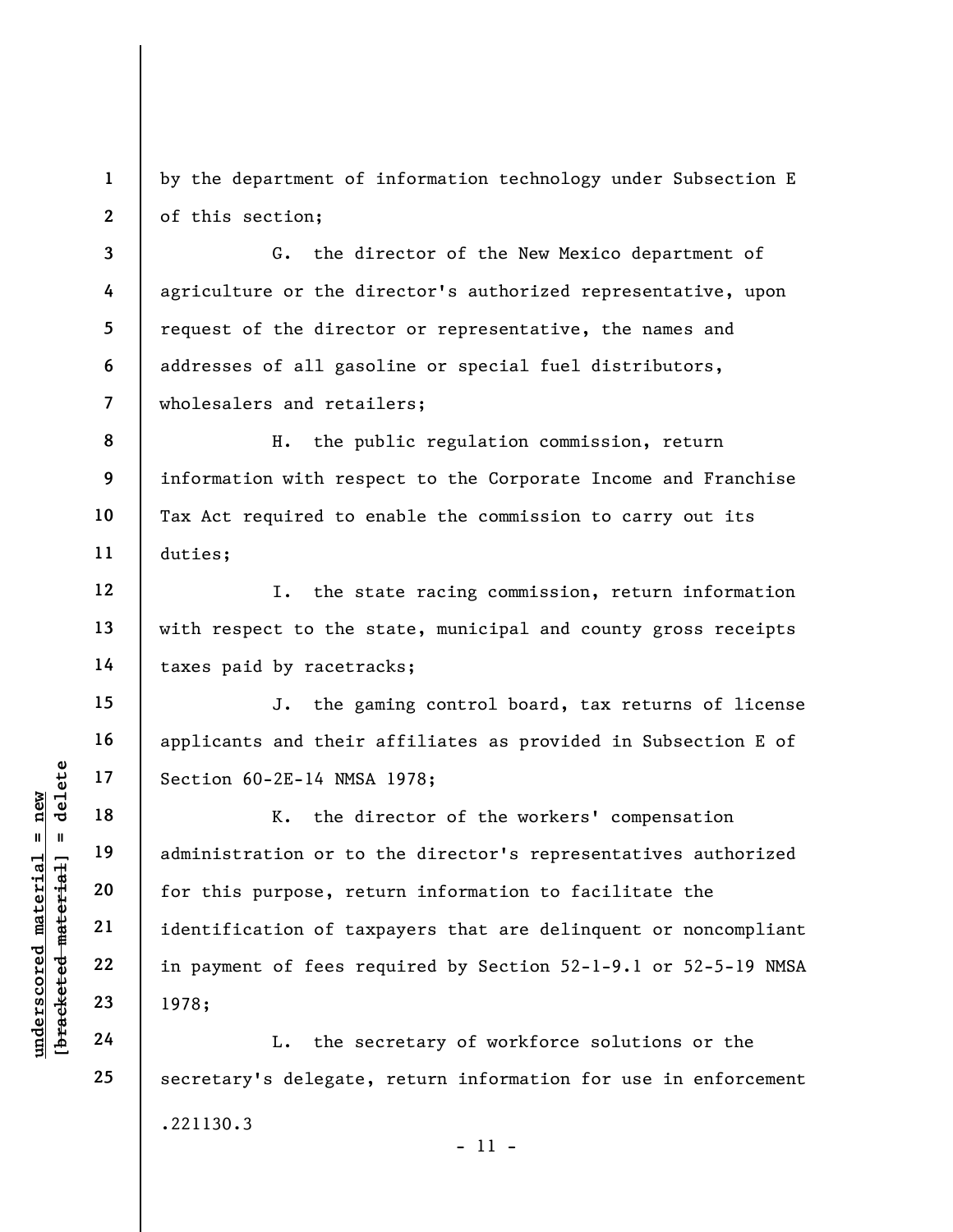by the department of information technology under Subsection E of this section;

G. the director of the New Mexico department of agriculture or the director's authorized representative, upon request of the director or representative, the names and addresses of all gasoline or special fuel distributors, wholesalers and retailers;

H. the public regulation commission, return information with respect to the Corporate Income and Franchise Tax Act required to enable the commission to carry out its duties;

I. the state racing commission, return information with respect to the state, municipal and county gross receipts taxes paid by racetracks;

J. the gaming control board, tax returns of license applicants and their affiliates as provided in Subsection E of Section 60-2E-14 NMSA 1978;

K. the director of the workers' compensation administration or to the director's representatives authorized for this purpose, return information to facilitate the identification of taxpayers that are delinquent or noncompliant in payment of fees required by Section 52-1-9.1 or 52-5-19 NMSA 1978;

L. the secretary of workforce solutions or the secretary's delegate, return information for use in enforcement

.221130.3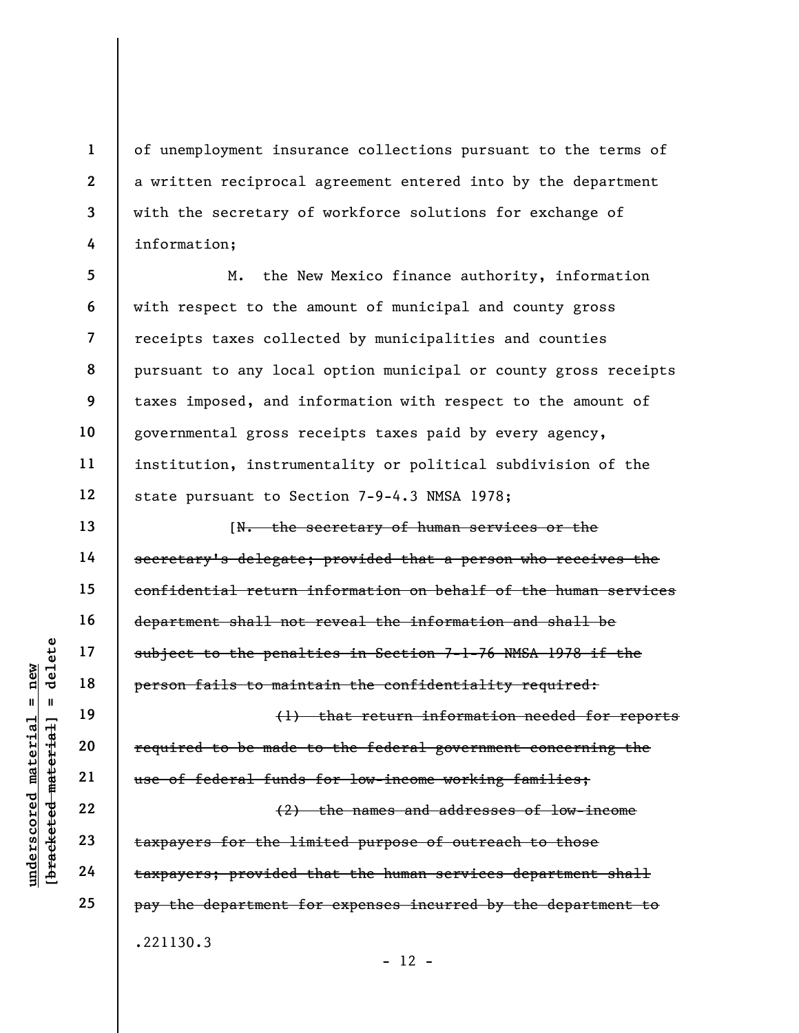of unemployment insurance collections pursuant to the terms of a written reciprocal agreement entered into by the department with the secretary of workforce solutions for exchange of information;

M. the New Mexico finance authority, information with respect to the amount of municipal and county gross receipts taxes collected by municipalities and counties pursuant to any local option municipal or county gross receipts taxes imposed, and information with respect to the amount of governmental gross receipts taxes paid by every agency, institution, instrumentality or political subdivision of the state pursuant to Section 7-9-4.3 NMSA 1978;

[~~N. the secretary of human services or the secretary's delegate; provided that a person who receives the confidential return information on behalf of the human services department shall not reveal the information and shall be subject to the penalties in Section 7-1-76 NMSA 1978 if the person fails to maintain the confidentiality required:~~

~~(1) that return information needed for reports required to be made to the federal government concerning the use of federal funds for low-income working families;~~

~~(2) the names and addresses of low-income taxpayers for the limited purpose of outreach to those taxpayers; provided that the human services department shall pay the department for expenses incurred by the department to~~

.221130.3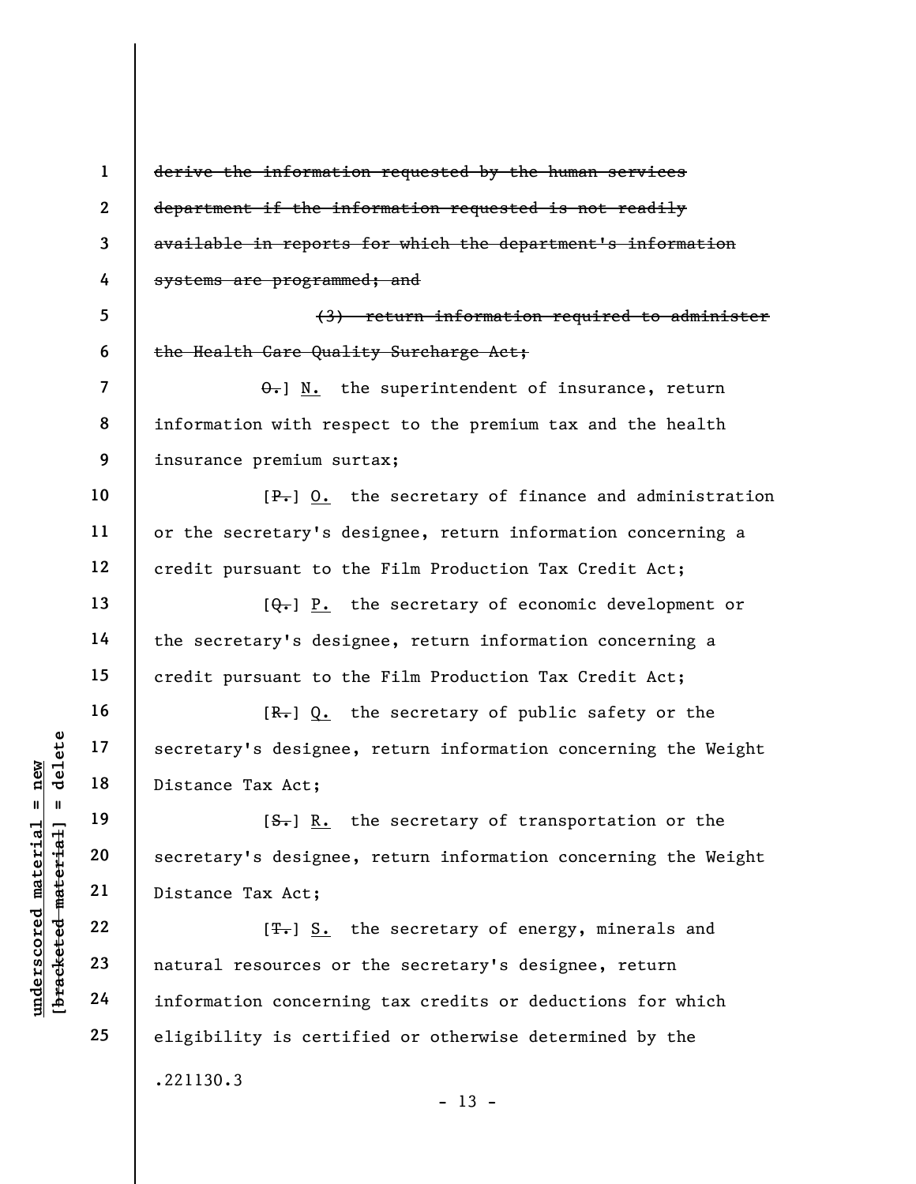~~derive the information requested by the human services department if the information requested is not readily available in reports for which the department's information systems are programmed; and~~

~~(3) return information required to administer the Health Care Quality Surcharge Act;~~

~~O.~~] N. the superintendent of insurance, return information with respect to the premium tax and the health insurance premium surtax;

[~~P.~~] O. the secretary of finance and administration or the secretary's designee, return information concerning a credit pursuant to the Film Production Tax Credit Act;

[~~Q.~~] P. the secretary of economic development or the secretary's designee, return information concerning a credit pursuant to the Film Production Tax Credit Act;

[~~R.~~] Q. the secretary of public safety or the secretary's designee, return information concerning the Weight Distance Tax Act;

[~~S.~~] R. the secretary of transportation or the secretary's designee, return information concerning the Weight Distance Tax Act;

[~~T.~~] S. the secretary of energy, minerals and natural resources or the secretary's designee, return information concerning tax credits or deductions for which eligibility is certified or otherwise determined by the

.221130.3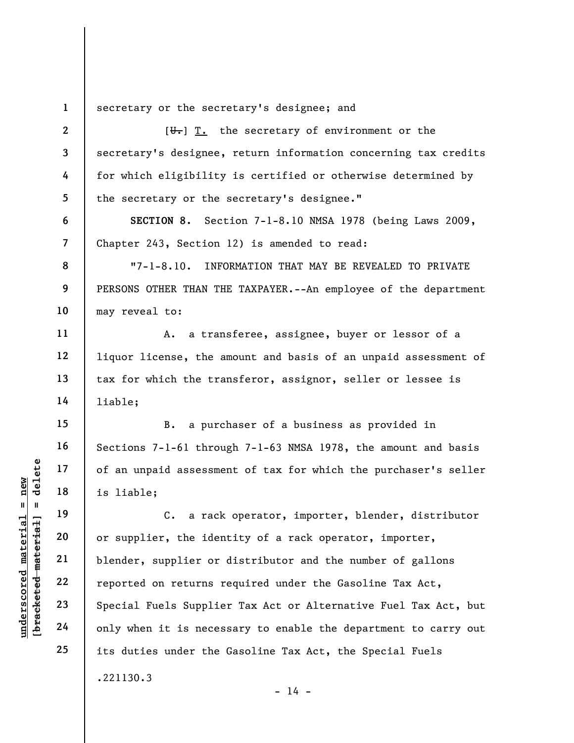secretary or the secretary's designee; and

[~~U.~~] T. the secretary of environment or the secretary's designee, return information concerning tax credits for which eligibility is certified or otherwise determined by the secretary or the secretary's designee."

**SECTION 8.** Section 7-1-8.10 NMSA 1978 (being Laws 2009, Chapter 243, Section 12) is amended to read:

"7-1-8.10. INFORMATION THAT MAY BE REVEALED TO PRIVATE PERSONS OTHER THAN THE TAXPAYER.--An employee of the department may reveal to:

A. a transferee, assignee, buyer or lessor of a liquor license, the amount and basis of an unpaid assessment of tax for which the transferor, assignor, seller or lessee is liable;

B. a purchaser of a business as provided in Sections 7-1-61 through 7-1-63 NMSA 1978, the amount and basis of an unpaid assessment of tax for which the purchaser's seller is liable;

C. a rack operator, importer, blender, distributor or supplier, the identity of a rack operator, importer, blender, supplier or distributor and the number of gallons reported on returns required under the Gasoline Tax Act, Special Fuels Supplier Tax Act or Alternative Fuel Tax Act, but only when it is necessary to enable the department to carry out its duties under the Gasoline Tax Act, the Special Fuels

.221130.3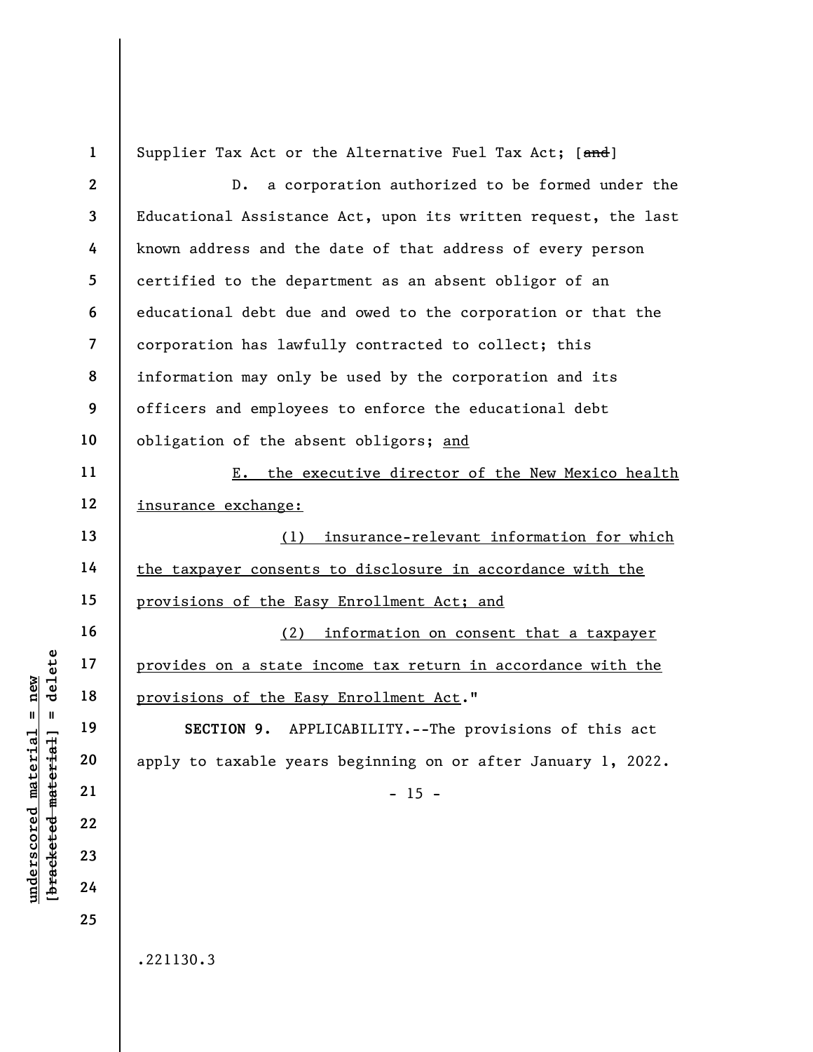Supplier Tax Act or the Alternative Fuel Tax Act; [~~and~~]

D. a corporation authorized to be formed under the Educational Assistance Act, upon its written request, the last known address and the date of that address of every person certified to the department as an absent obligor of an educational debt due and owed to the corporation or that the corporation has lawfully contracted to collect; this information may only be used by the corporation and its officers and employees to enforce the educational debt obligation of the absent obligors; <u>and</u>

<u>E. the executive director of the New Mexico health insurance exchange:</u>

<u>(1) insurance-relevant information for which the taxpayer consents to disclosure in accordance with the provisions of the Easy Enrollment Act; and</u>

<u>(2) information on consent that a taxpayer provides on a state income tax return in accordance with the provisions of the Easy Enrollment Act</u>."

**SECTION 9.** APPLICABILITY.--The provisions of this act apply to taxable years beginning on or after January 1, 2022.

.221130.3